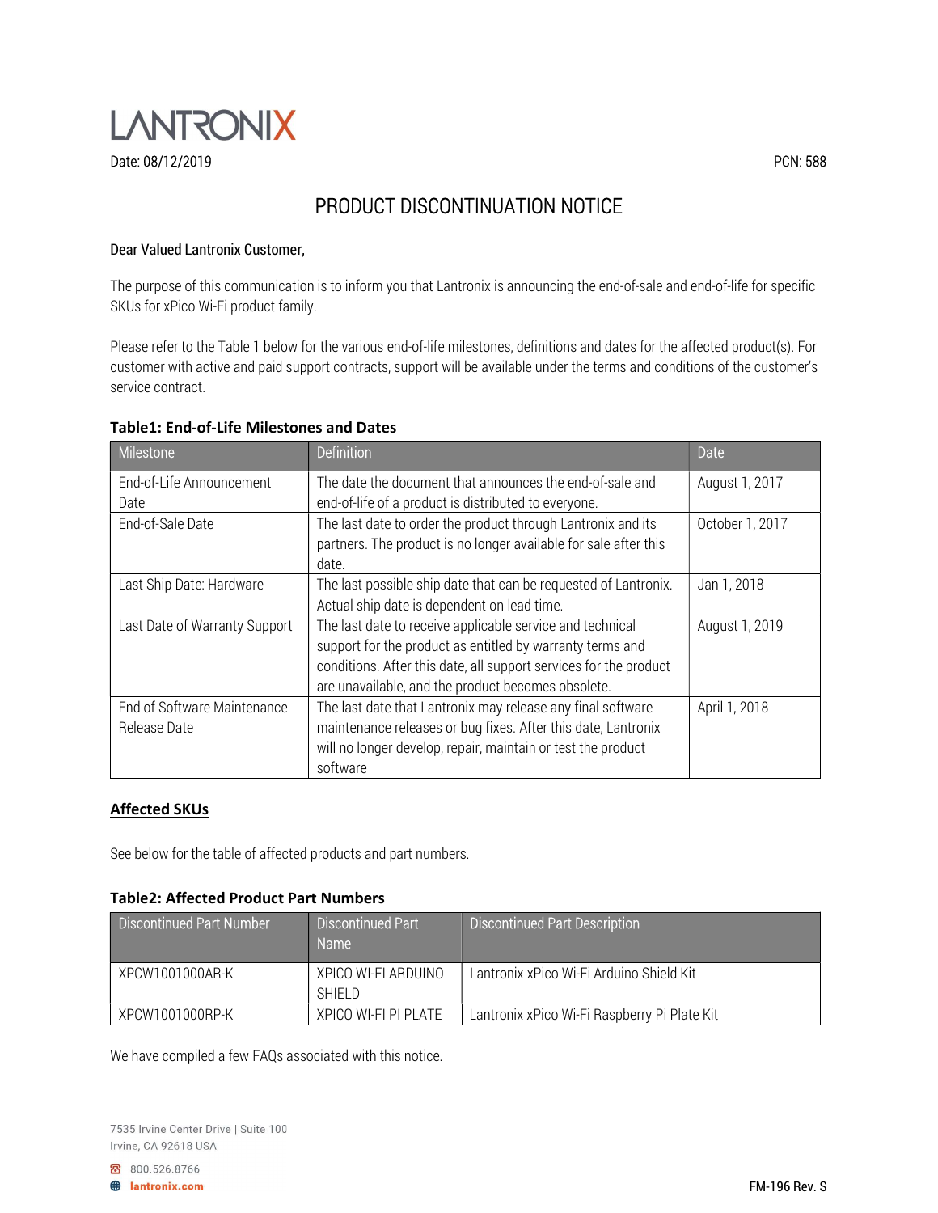LANTRONIX

Date: 08/12/2019

PCN: 588

# PRODUCT DISCONTINUATION NOTICE

**Dear Valued Lantronix Customer,**

The purpose of this communication is to inform you that Lantronix is announcing the end-of-sale and end-of-life for specific SKUs for xPico Wi-Fi product family.

Please refer to the Table 1 below for the various end-of-life milestones, definitions and dates for the affected product(s). For customer with active and paid support contracts, support will be available under the terms and conditions of the customer's service contract.

**Table1: End-of-Life Milestones and Dates**

| Milestone | Definition | Date |
|---|---|---|
| End-of-Life Announcement Date | The date the document that announces the end-of-sale and end-of-life of a product is distributed to everyone. | August 1, 2017 |
| End-of-Sale Date | The last date to order the product through Lantronix and its partners. The product is no longer available for sale after this date. | October 1, 2017 |
| Last Ship Date: Hardware | The last possible ship date that can be requested of Lantronix. Actual ship date is dependent on lead time. | Jan 1, 2018 |
| Last Date of Warranty Support | The last date to receive applicable service and technical support for the product as entitled by warranty terms and conditions. After this date, all support services for the product are unavailable, and the product becomes obsolete. | August 1, 2019 |
| End of Software Maintenance Release Date | The last date that Lantronix may release any final software maintenance releases or bug fixes. After this date, Lantronix will no longer develop, repair, maintain or test the product software | April 1, 2018 |

## Affected SKUs

See below for the table of affected products and part numbers.

**Table2: Affected Product Part Numbers**

| Discontinued Part Number | Discontinued Part Name | Discontinued Part Description |
|---|---|---|
| XPCW1001000AR-K | XPICO WI-FI ARDUINO SHIELD | Lantronix xPico Wi-Fi Arduino Shield Kit |
| XPCW1001000RP-K | XPICO WI-FI PI PLATE | Lantronix xPico Wi-Fi Raspberry Pi Plate Kit |

We have compiled a few FAQs associated with this notice.

7535 Irvine Center Drive | Suite 100
Irvine, CA 92618 USA

800.526.8766

lantronix.com

FM-196 Rev. S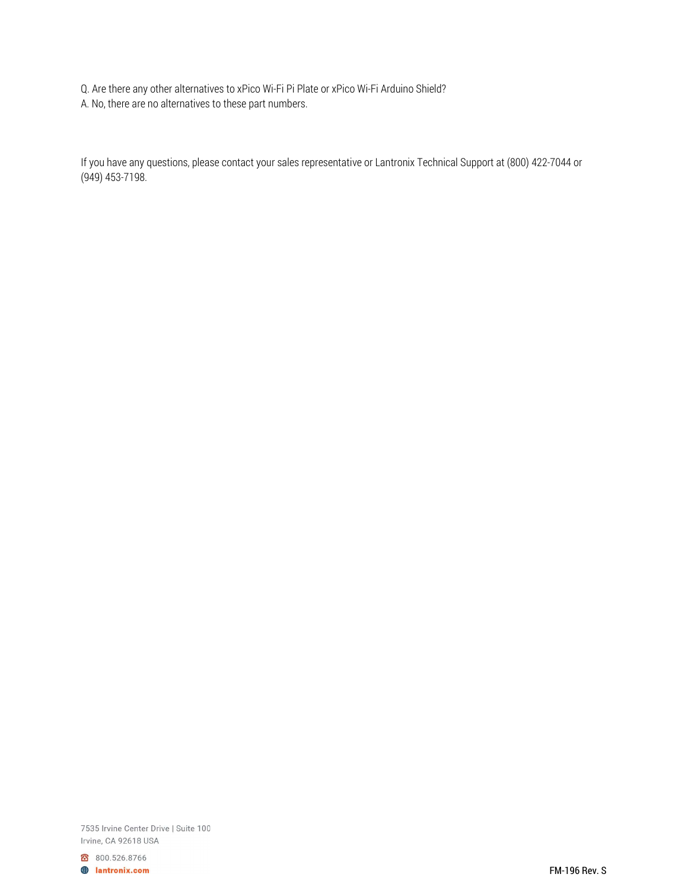Q. Are there any other alternatives to xPico Wi-Fi Pi Plate or xPico Wi-Fi Arduino Shield?
A. No, there are no alternatives to these part numbers.

If you have any questions, please contact your sales representative or Lantronix Technical Support at (800) 422-7044 or (949) 453-7198.

7535 Irvine Center Drive | Suite 100
Irvine, CA 92618 USA

800.526.8766
lantronix.com

FM-196 Rev. S